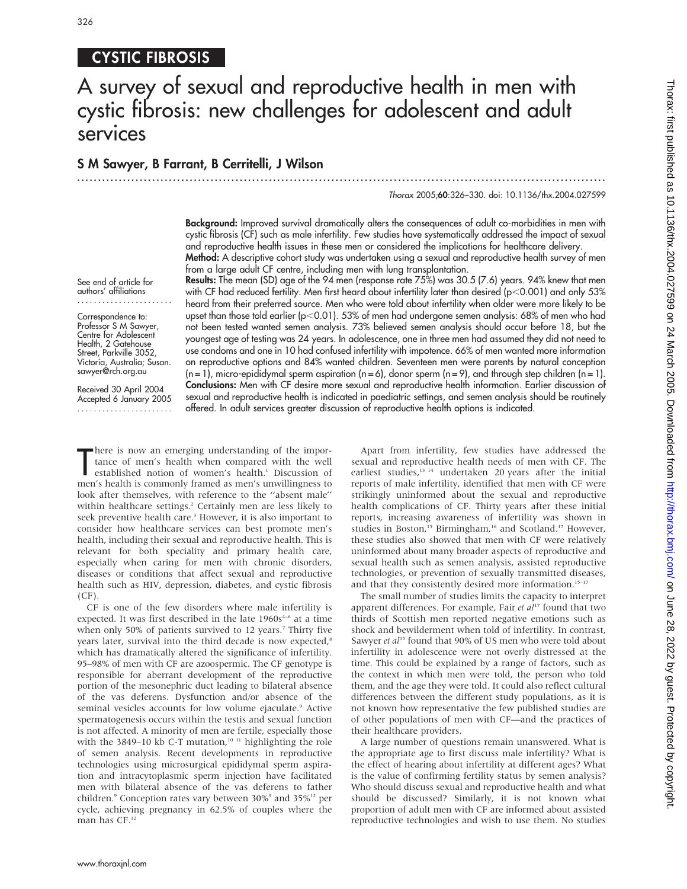# CYSTIC FIBROSIS

# A survey of sexual and reproductive health in men with cystic fibrosis: new challenges for adolescent and adult services

## S M Sawyer, B Farrant, B Cerritelli, J Wilson

*Thorax* 2005;**60**:326–330. doi: 10.1136/thx.2004.027599

See end of article for authors' affiliations

Correspondence to: Professor S M Sawyer, Centre for Adolescent Health, 2 Gatehouse Street, Parkville 3052, Victoria, Australia; Susan.sawyer@rch.org.au

Received 30 April 2004
Accepted 6 January 2005

**Background:** Improved survival dramatically alters the consequences of adult co-morbidities in men with cystic fibrosis (CF) such as male infertility. Few studies have systematically addressed the impact of sexual and reproductive health issues in these men or considered the implications for healthcare delivery.

**Method:** A descriptive cohort study was undertaken using a sexual and reproductive health survey of men from a large adult CF centre, including men with lung transplantation.

**Results:** The mean (SD) age of the 94 men (response rate 75%) was 30.5 (7.6) years. 94% knew that men with CF had reduced fertility. Men first heard about infertility later than desired ($p<0.001$) and only 53% heard from their preferred source. Men who were told about infertility when older were more likely to be upset than those told earlier ($p<0.01$). 53% of men had undergone semen analysis: 68% of men who had not been tested wanted semen analysis. 73% believed semen analysis should occur before 18, but the youngest age of testing was 24 years. In adolescence, one in three men had assumed they did not need to use condoms and one in 10 had confused infertility with impotence. 66% of men wanted more information on reproductive options and 84% wanted children. Seventeen men were parents by natural conception (n = 1), micro-epididymal sperm aspiration (n = 6), donor sperm (n = 9), and through step children (n = 1).

**Conclusions:** Men with CF desire more sexual and reproductive health information. Earlier discussion of sexual and reproductive health is indicated in paediatric settings, and semen analysis should be routinely offered. In adult services greater discussion of reproductive health options is indicated.

There is now an emerging understanding of the importance of men's health when compared with the well established notion of women's health.[1] Discussion of men's health is commonly framed as men's unwillingness to look after themselves, with reference to the "absent male" within healthcare settings.[2] Certainly men are less likely to seek preventive health care.[3] However, it is also important to consider how healthcare services can best promote men's health, including their sexual and reproductive health. This is relevant for both speciality and primary health care, especially when caring for men with chronic disorders, diseases or conditions that affect sexual and reproductive health such as HIV, depression, diabetes, and cystic fibrosis (CF).

CF is one of the few disorders where male infertility is expected. It was first described in the late 1960s[4–6] at a time when only 50% of patients survived to 12 years.[7] Thirty five years later, survival into the third decade is now expected,[8] which has dramatically altered the significance of infertility. 95–98% of men with CF are azoospermic. The CF genotype is responsible for aberrant development of the reproductive portion of the mesonephric duct leading to bilateral absence of the vas deferens. Dysfunction and/or absence of the seminal vesicles accounts for low volume ejaculate.[9] Active spermatogenesis occurs within the testis and sexual function is not affected. A minority of men are fertile, especially those with the 3849–10 kb C-T mutation,[10 11] highlighting the role of semen analysis. Recent developments in reproductive technologies using microsurgical epididymal sperm aspiration and intracytoplasmic sperm injection have facilitated men with bilateral absence of the vas deferens to father children.[9] Conception rates vary between 30%[9] and 35%[12] per cycle, achieving pregnancy in 62.5% of couples where the man has CF.[12]

Apart from infertility, few studies have addressed the sexual and reproductive health needs of men with CF. The earliest studies,[13 14] undertaken 20 years after the initial reports of male infertility, identified that men with CF were strikingly uninformed about the sexual and reproductive health complications of CF. Thirty years after these initial reports, increasing awareness of infertility was shown in studies in Boston,[15] Birmingham,[16] and Scotland.[17] However, these studies also showed that men with CF were relatively uninformed about many broader aspects of reproductive and sexual health such as semen analysis, assisted reproductive technologies, or prevention of sexually transmitted diseases, and that they consistently desired more information.[15–17]

The small number of studies limits the capacity to interpret apparent differences. For example, Fair *et al*[17] found that two thirds of Scottish men reported negative emotions such as shock and bewilderment when told of infertility. In contrast, Sawyer *et al*[15] found that 90% of US men who were told about infertility in adolescence were not overly distressed at the time. This could be explained by a range of factors, such as the context in which men were told, the person who told them, and the age they were told. It could also reflect cultural differences between the different study populations, as it is not known how representative the few published studies are of other populations of men with CF—and the practices of their healthcare providers.

A large number of questions remain unanswered. What is the appropriate age to first discuss male infertility? What is the effect of hearing about infertility at different ages? What is the value of confirming fertility status by semen analysis? Who should discuss sexual and reproductive health and what should be discussed? Similarly, it is not known what proportion of adult men with CF are informed about assisted reproductive technologies and wish to use them. No studies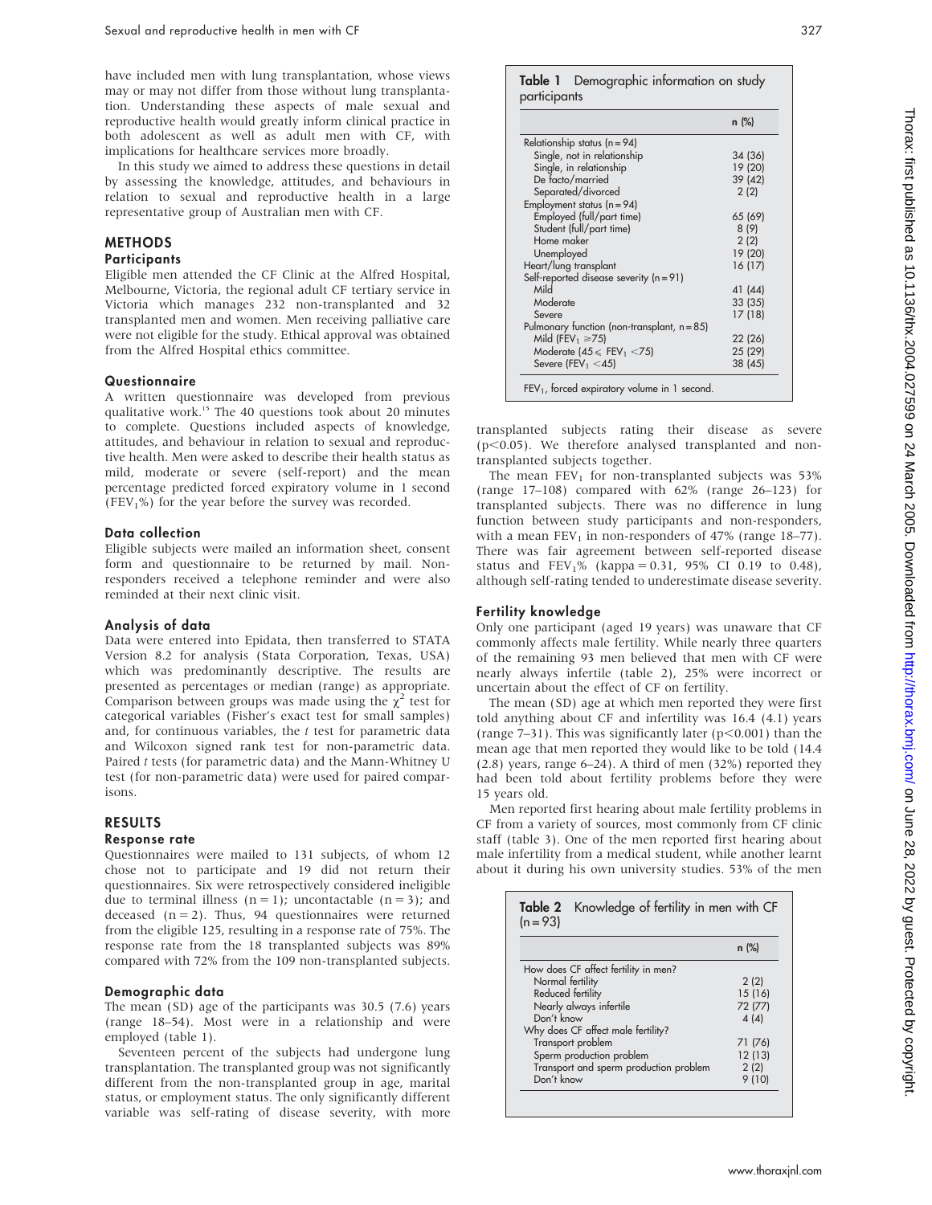have included men with lung transplantation, whose views may or may not differ from those without lung transplantation. Understanding these aspects of male sexual and reproductive health would greatly inform clinical practice in both adolescent as well as adult men with CF, with implications for healthcare services more broadly.

In this study we aimed to address these questions in detail by assessing the knowledge, attitudes, and behaviours in relation to sexual and reproductive health in a large representative group of Australian men with CF.

## METHODS

### Participants

Eligible men attended the CF Clinic at the Alfred Hospital, Melbourne, Victoria, the regional adult CF tertiary service in Victoria which manages 232 non-transplanted and 32 transplanted men and women. Men receiving palliative care were not eligible for the study. Ethical approval was obtained from the Alfred Hospital ethics committee.

### Questionnaire

A written questionnaire was developed from previous qualitative work.[15] The 40 questions took about 20 minutes to complete. Questions included aspects of knowledge, attitudes, and behaviour in relation to sexual and reproductive health. Men were asked to describe their health status as mild, moderate or severe (self-report) and the mean percentage predicted forced expiratory volume in 1 second ($FEV_1$%) for the year before the survey was recorded.

### Data collection

Eligible subjects were mailed an information sheet, consent form and questionnaire to be returned by mail. Non-responders received a telephone reminder and were also reminded at their next clinic visit.

### Analysis of data

Data were entered into Epidata, then transferred to STATA Version 8.2 for analysis (Stata Corporation, Texas, USA) which was predominantly descriptive. The results are presented as percentages or median (range) as appropriate. Comparison between groups was made using the $\chi^2$ test for categorical variables (Fisher's exact test for small samples) and, for continuous variables, the t test for parametric data and Wilcoxon signed rank test for non-parametric data. Paired t tests (for parametric data) and the Mann-Whitney U test (for non-parametric data) were used for paired comparisons.

## RESULTS

### Response rate

Questionnaires were mailed to 131 subjects, of whom 12 chose not to participate and 19 did not return their questionnaires. Six were retrospectively considered ineligible due to terminal illness (n = 1); uncontactable (n = 3); and deceased (n = 2). Thus, 94 questionnaires were returned from the eligible 125, resulting in a response rate of 75%. The response rate from the 18 transplanted subjects was 89% compared with 72% from the 109 non-transplanted subjects.

### Demographic data

The mean (SD) age of the participants was 30.5 (7.6) years (range 18–54). Most were in a relationship and were employed (table 1).

Seventeen percent of the subjects had undergone lung transplantation. The transplanted group was not significantly different from the non-transplanted group in age, marital status, or employment status. The only significantly different variable was self-rating of disease severity, with more transplanted subjects rating their disease as severe ($p<0.05$). We therefore analysed transplanted and non-transplanted subjects together.

**Table 1** Demographic information on study participants

| | n (%) |
|---|---|
| Relationship status (n = 94) | |
| Single, not in relationship | 34 (36) |
| Single, in relationship | 19 (20) |
| De facto/married | 39 (42) |
| Separated/divorced | 2 (2) |
| Employment status (n = 94) | |
| Employed (full/part time) | 65 (69) |
| Student (full/part time) | 8 (9) |
| Home maker | 2 (2) |
| Unemployed | 19 (20) |
| Heart/lung transplant | 16 (17) |
| Self-reported disease severity (n = 91) | |
| Mild | 41 (44) |
| Moderate | 33 (35) |
| Severe | 17 (18) |
| Pulmonary function (non-transplant, n = 85) | |
| Mild ($FEV_1 \geq 75$) | 22 (26) |
| Moderate ($45 \leq FEV_1 < 75$) | 25 (29) |
| Severe ($FEV_1 < 45$) | 38 (45) |

$FEV_1$, forced expiratory volume in 1 second.

The mean $FEV_1$ for non-transplanted subjects was 53% (range 17–108) compared with 62% (range 26–123) for transplanted subjects. There was no difference in lung function between study participants and non-responders, with a mean $FEV_1$ in non-responders of 47% (range 18–77). There was fair agreement between self-reported disease status and $FEV_1$% (kappa = 0.31, 95% CI 0.19 to 0.48), although self-rating tended to underestimate disease severity.

### Fertility knowledge

Only one participant (aged 19 years) was unaware that CF commonly affects male fertility. While nearly three quarters of the remaining 93 men believed that men with CF were nearly always infertile (table 2), 25% were incorrect or uncertain about the effect of CF on fertility.

The mean (SD) age at which men reported they were first told anything about CF and infertility was 16.4 (4.1) years (range 7–31). This was significantly later ($p<0.001$) than the mean age that men reported they would like to be told (14.4 (2.8) years, range 6–24). A third of men (32%) reported they had been told about fertility problems before they were 15 years old.

Men reported first hearing about male fertility problems in CF from a variety of sources, most commonly from CF clinic staff (table 3). One of the men reported first hearing about male infertility from a medical student, while another learnt about it during his own university studies. 53% of the men

**Table 2** Knowledge of fertility in men with CF (n = 93)

| | n (%) |
|---|---|
| How does CF affect fertility in men? | |
| Normal fertility | 2 (2) |
| Reduced fertility | 15 (16) |
| Nearly always infertile | 72 (77) |
| Don't know | 4 (4) |
| Why does CF affect male fertility? | |
| Transport problem | 71 (76) |
| Sperm production problem | 12 (13) |
| Transport and sperm production problem | 2 (2) |
| Don't know | 9 (10) |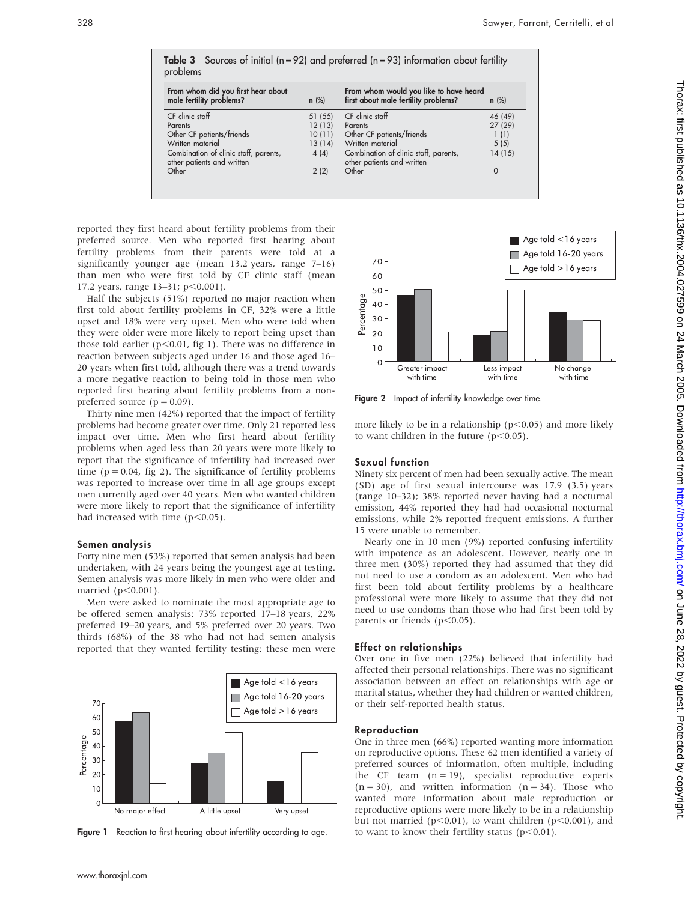**Table 3** Sources of initial (n = 92) and preferred (n = 93) information about fertility problems

| From whom did you first hear about male fertility problems? | n (%) | From whom would you like to have heard first about male fertility problems? | n (%) |
|---|---|---|---|
| CF clinic staff | 51 (55) | CF clinic staff | 46 (49) |
| Parents | 12 (13) | Parents | 27 (29) |
| Other CF patients/friends | 10 (11) | Other CF patients/friends | 1 (1) |
| Written material | 13 (14) | Written material | 5 (5) |
| Combination of clinic staff, parents, other patients and written | 4 (4) | Combination of clinic staff, parents, other patients and written | 14 (15) |
| Other | 2 (2) | Other | 0 |

reported they first heard about fertility problems from their preferred source. Men who reported first hearing about fertility problems from their parents were told at a significantly younger age (mean 13.2 years, range 7–16) than men who were first told by CF clinic staff (mean 17.2 years, range 13–31; $p<0.001$).

Half the subjects (51%) reported no major reaction when first told about fertility problems in CF, 32% were a little upset and 18% were very upset. Men who were told when they were older were more likely to report being upset than those told earlier ($p<0.01$, fig 1). There was no difference in reaction between subjects aged under 16 and those aged 16–20 years when first told, although there was a trend towards a more negative reaction to being told in those men who reported first hearing about fertility problems from a non-preferred source ($p = 0.09$).

Thirty nine men (42%) reported that the impact of fertility problems had become greater over time. Only 21 reported less impact over time. Men who first heard about fertility problems when aged less than 20 years were more likely to report that the significance of infertility had increased over time ($p = 0.04$, fig 2). The significance of fertility problems was reported to increase over time in all age groups except men currently aged over 40 years. Men who wanted children were more likely to report that the significance of infertility had increased with time ($p<0.05$).

### Semen analysis

Forty nine men (53%) reported that semen analysis had been undertaken, with 24 years being the youngest age at testing. Semen analysis was more likely in men who were older and married ($p<0.001$).

Men were asked to nominate the most appropriate age to be offered semen analysis: 73% reported 17–18 years, 22% preferred 19–20 years, and 5% preferred over 20 years. Two thirds (68%) of the 38 who had not had semen analysis reported that they wanted fertility testing: these men were more likely to be in a relationship ($p<0.05$) and more likely to want children in the future ($p<0.05$).

Figure 1 Reaction to first hearing about infertility according to age.

Figure 2 Impact of infertility knowledge over time.

### Sexual function

Ninety six percent of men had been sexually active. The mean (SD) age of first sexual intercourse was 17.9 (3.5) years (range 10–32); 38% reported never having had a nocturnal emission, 44% reported they had had occasional nocturnal emissions, while 2% reported frequent emissions. A further 15 were unable to remember.

Nearly one in 10 men (9%) reported confusing infertility with impotence as an adolescent. However, nearly one in three men (30%) reported they had assumed that they did not need to use a condom as an adolescent. Men who had first been told about fertility problems by a healthcare professional were more likely to assume that they did not need to use condoms than those who had first been told by parents or friends ($p<0.05$).

### Effect on relationships

Over one in five men (22%) believed that infertility had affected their personal relationships. There was no significant association between an effect on relationships with age or marital status, whether they had children or wanted children, or their self-reported health status.

### Reproduction

One in three men (66%) reported wanting more information on reproductive options. These 62 men identified a variety of preferred sources of information, often multiple, including the CF team (n = 19), specialist reproductive experts (n = 30), and written information (n = 34). Those who wanted more information about male reproduction or reproductive options were more likely to be in a relationship but not married ($p<0.01$), to want children ($p<0.001$), and to want to know their fertility status ($p<0.01$).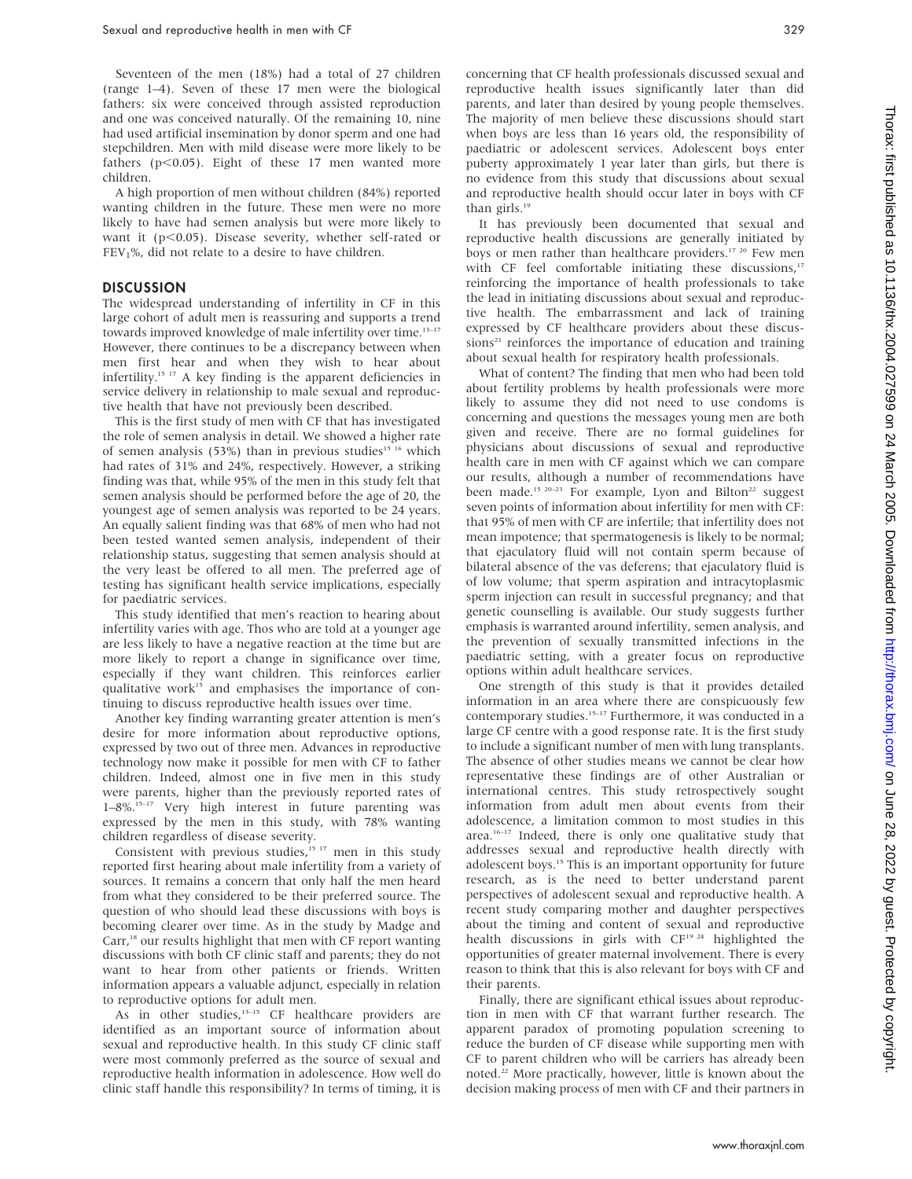Seventeen of the men (18%) had a total of 27 children (range 1–4). Seven of these 17 men were the biological fathers: six were conceived through assisted reproduction and one was conceived naturally. Of the remaining 10, nine had used artificial insemination by donor sperm and one had stepchildren. Men with mild disease were more likely to be fathers ($p<0.05$). Eight of these 17 men wanted more children.

A high proportion of men without children (84%) reported wanting children in the future. These men were no more likely to have had semen analysis but were more likely to want it ($p<0.05$). Disease severity, whether self-rated or $FEV_1$%, did not relate to a desire to have children.

## DISCUSSION

The widespread understanding of infertility in CF in this large cohort of adult men is reassuring and supports a trend towards improved knowledge of male infertility over time.[13–17] However, there continues to be a discrepancy between when men first hear and when they wish to hear about infertility.[15 17] A key finding is the apparent deficiencies in service delivery in relationship to male sexual and reproductive health that have not previously been described.

This is the first study of men with CF that has investigated the role of semen analysis in detail. We showed a higher rate of semen analysis (53%) than in previous studies[15 16] which had rates of 31% and 24%, respectively. However, a striking finding was that, while 95% of the men in this study felt that semen analysis should be performed before the age of 20, the youngest age of semen analysis was reported to be 24 years. An equally salient finding was that 68% of men who had not been tested wanted semen analysis, independent of their relationship status, suggesting that semen analysis should at the very least be offered to all men. The preferred age of testing has significant health service implications, especially for paediatric services.

This study identified that men's reaction to hearing about infertility varies with age. Thos who are told at a younger age are less likely to have a negative reaction at the time but are more likely to report a change in significance over time, especially if they want children. This reinforces earlier qualitative work[15] and emphasises the importance of continuing to discuss reproductive health issues over time.

Another key finding warranting greater attention is men's desire for more information about reproductive options, expressed by two out of three men. Advances in reproductive technology now make it possible for men with CF to father children. Indeed, almost one in five men in this study were parents, higher than the previously reported rates of 1–8%.[15–17] Very high interest in future parenting was expressed by the men in this study, with 78% wanting children regardless of disease severity.

Consistent with previous studies,[15 17] men in this study reported first hearing about male infertility from a variety of sources. It remains a concern that only half the men heard from what they considered to be their preferred source. The question of who should lead these discussions with boys is becoming clearer over time. As in the study by Madge and Carr,[18] our results highlight that men with CF report wanting discussions with both CF clinic staff and parents; they do not want to hear from other patients or friends. Written information appears a valuable adjunct, especially in relation to reproductive options for adult men.

As in other studies,[13–15] CF healthcare providers are identified as an important source of information about sexual and reproductive health. In this study CF clinic staff were most commonly preferred as the source of sexual and reproductive health information in adolescence. How well do clinic staff handle this responsibility? In terms of timing, it is concerning that CF health professionals discussed sexual and reproductive health issues significantly later than did parents, and later than desired by young people themselves. The majority of men believe these discussions should start when boys are less than 16 years old, the responsibility of paediatric or adolescent services. Adolescent boys enter puberty approximately 1 year later than girls, but there is no evidence from this study that discussions about sexual and reproductive health should occur later in boys with CF than girls.[19]

It has previously been documented that sexual and reproductive health discussions are generally initiated by boys or men rather than healthcare providers.[17 20] Few men with CF feel comfortable initiating these discussions,[17] reinforcing the importance of health professionals to take the lead in initiating discussions about sexual and reproductive health. The embarrassment and lack of training expressed by CF healthcare providers about these discussions[21] reinforces the importance of education and training about sexual health for respiratory health professionals.

What of content? The finding that men who had been told about fertility problems by health professionals were more likely to assume they did not need to use condoms is concerning and questions the messages young men are both given and receive. There are no formal guidelines for physicians about discussions of sexual and reproductive health care in men with CF against which we can compare our results, although a number of recommendations have been made.[15 20–23] For example, Lyon and Bilton[22] suggest seven points of information about infertility for men with CF: that 95% of men with CF are infertile; that infertility does not mean impotence; that spermatogenesis is likely to be normal; that ejaculatory fluid will not contain sperm because of bilateral absence of the vas deferens; that ejaculatory fluid is of low volume; that sperm aspiration and intracytoplasmic sperm injection can result in successful pregnancy; and that genetic counselling is available. Our study suggests further emphasis is warranted around infertility, semen analysis, and the prevention of sexually transmitted infections in the paediatric setting, with a greater focus on reproductive options within adult healthcare services.

One strength of this study is that it provides detailed information in an area where there are conspicuously few contemporary studies.[15–17] Furthermore, it was conducted in a large CF centre with a good response rate. It is the first study to include a significant number of men with lung transplants. The absence of other studies means we cannot be clear how representative these findings are of other Australian or international centres. This study retrospectively sought information from adult men about events from their adolescence, a limitation common to most studies in this area.[16–17] Indeed, there is only one qualitative study that addresses sexual and reproductive health directly with adolescent boys.[15] This is an important opportunity for future research, as is the need to better understand parent perspectives of adolescent sexual and reproductive health. A recent study comparing mother and daughter perspectives about the timing and content of sexual and reproductive health discussions in girls with CF[19 24] highlighted the opportunities of greater maternal involvement. There is every reason to think that this is also relevant for boys with CF and their parents.

Finally, there are significant ethical issues about reproduction in men with CF that warrant further research. The apparent paradox of promoting population screening to reduce the burden of CF disease while supporting men with CF to parent children who will be carriers has already been noted.[22] More practically, however, little is known about the decision making process of men with CF and their partners in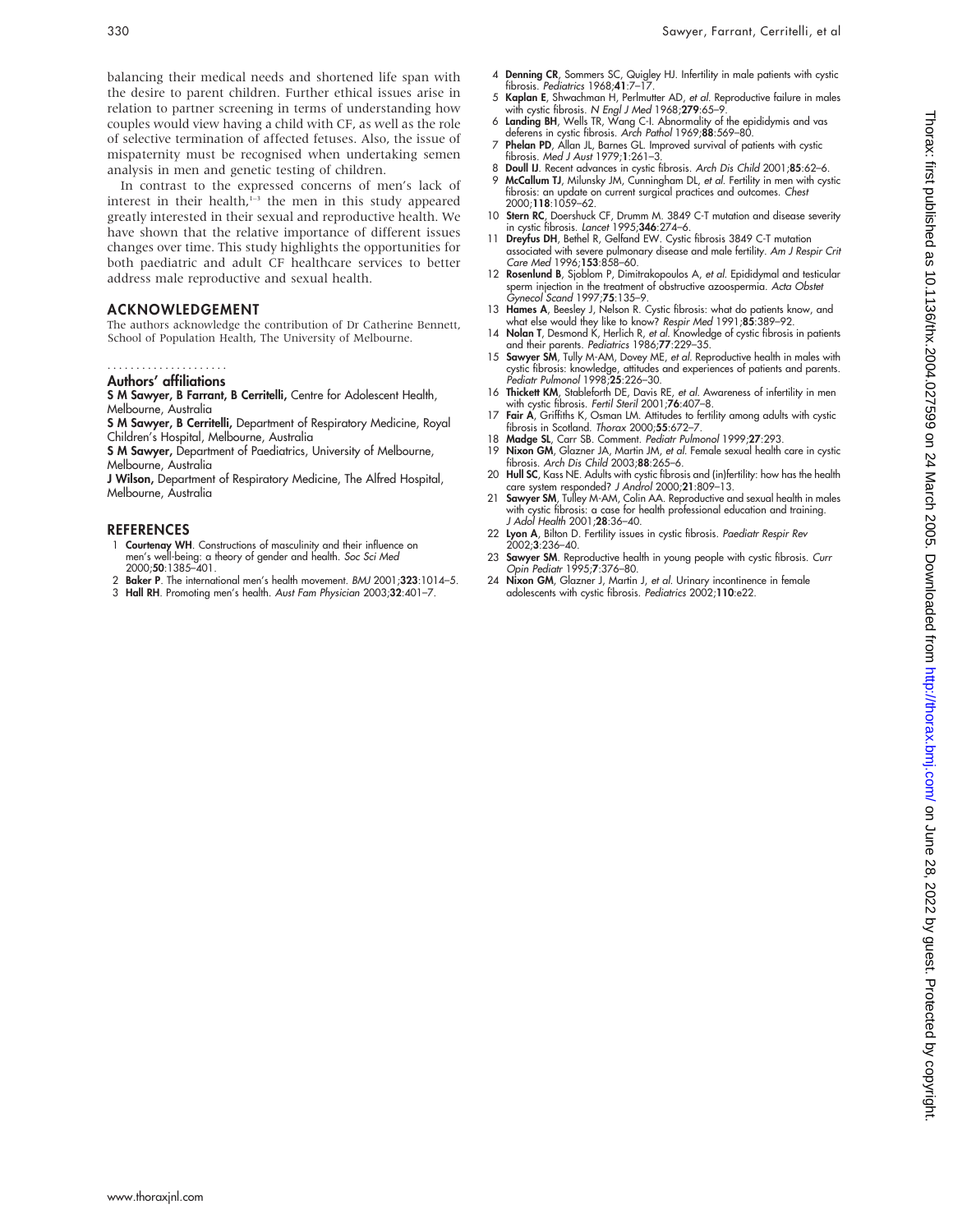balancing their medical needs and shortened life span with the desire to parent children. Further ethical issues arise in relation to partner screening in terms of understanding how couples would view having a child with CF, as well as the role of selective termination of affected fetuses. Also, the issue of mispaternity must be recognised when undertaking semen analysis in men and genetic testing of children.

In contrast to the expressed concerns of men's lack of interest in their health,[1–3] the men in this study appeared greatly interested in their sexual and reproductive health. We have shown that the relative importance of different issues changes over time. This study highlights the opportunities for both paediatric and adult CF healthcare services to better address male reproductive and sexual health.

## ACKNOWLEDGEMENT

The authors acknowledge the contribution of Dr Catherine Bennett, School of Population Health, The University of Melbourne.

### Authors' affiliations

**S M Sawyer, B Farrant, B Cerritelli,** Centre for Adolescent Health, Melbourne, Australia

**S M Sawyer, B Cerritelli,** Department of Respiratory Medicine, Royal Children's Hospital, Melbourne, Australia

**S M Sawyer,** Department of Paediatrics, University of Melbourne, Melbourne, Australia

**J Wilson,** Department of Respiratory Medicine, The Alfred Hospital, Melbourne, Australia

## REFERENCES

1. **Courtenay WH**. Constructions of masculinity and their influence on men's well-being: a theory of gender and health. *Soc Sci Med* 2000;**50**:1385–401.
2. **Baker P**. The international men's health movement. *BMJ* 2001;**323**:1014–5.
3. **Hall RH**. Promoting men's health. *Aust Fam Physician* 2003;**32**:401–7.
4. **Denning CR**, Sommers SC, Quigley HJ. Infertility in male patients with cystic fibrosis. *Pediatrics* 1968;**41**:7–17.
5. **Kaplan E**, Shwachman H, Perlmutter AD, *et al*. Reproductive failure in males with cystic fibrosis. *N Engl J Med* 1968;**279**:65–9.
6. **Landing BH**, Wells TR, Wang C-I. Abnormality of the epididymis and vas deferens in cystic fibrosis. *Arch Pathol* 1969;**88**:569–80.
7. **Phelan PD**, Allan JL, Barnes GL. Improved survival of patients with cystic fibrosis. *Med J Aust* 1979;**1**:261–3.
8. **Doull IJ**. Recent advances in cystic fibrosis. *Arch Dis Child* 2001;**85**:62–6.
9. **McCallum TJ**, Milunsky JM, Cunningham DL, *et al*. Fertility in men with cystic fibrosis: an update on current surgical practices and outcomes. *Chest* 2000;**118**:1059–62.
10. **Stern RC**, Doershuck CF, Drumm M. 3849 C-T mutation and disease severity in cystic fibrosis. *Lancet* 1995;**346**:274–6.
11. **Dreyfus DH**, Bethel R, Gelfand EW. Cystic fibrosis 3849 C-T mutation associated with severe pulmonary disease and male fertility. *Am J Respir Crit Care Med* 1996;**153**:858–60.
12. **Rosenlund B**, Sjoblom P, Dimitrakopoulos A, *et al*. Epididymal and testicular sperm injection in the treatment of obstructive azoospermia. *Acta Obstet Gynecol Scand* 1997;**75**:135–9.
13. **Hames A**, Beesley J, Nelson R. Cystic fibrosis: what do patients know, and what else would they like to know? *Respir Med* 1991;**85**:389–92.
14. **Nolan T**, Desmond K, Herlich R, *et al*. Knowledge of cystic fibrosis in patients and their parents. *Pediatrics* 1986;**77**:229–35.
15. **Sawyer SM**, Tully M-AM, Dovey ME, *et al*. Reproductive health in males with cystic fibrosis: knowledge, attitudes and experiences of patients and parents. *Pediatr Pulmonol* 1998;**25**:226–30.
16. **Thickett KM**, Stableforth DE, Davis RE, *et al*. Awareness of infertility in men with cystic fibrosis. *Fertil Steril* 2001;**76**:407–8.
17. **Fair A**, Griffiths K, Osman LM. Attitudes to fertility among adults with cystic fibrosis in Scotland. *Thorax* 2000;**55**:672–7.
18. **Madge SL**, Carr SB. Comment. *Pediatr Pulmonol* 1999;**27**:293.
19. **Nixon GM**, Glazner JA, Martin JM, *et al*. Female sexual health care in cystic fibrosis. *Arch Dis Child* 2003;**88**:265–6.
20. **Hull SC**, Kass NE. Adults with cystic fibrosis and (in)fertility: how has the health care system responded? *J Androl* 2000;**21**:809–13.
21. **Sawyer SM**, Tulley M-AM, Colin AA. Reproductive and sexual health in males with cystic fibrosis: a case for health professional education and training. *J Adol Health* 2001;**28**:36–40.
22. **Lyon A**, Bilton D. Fertility issues in cystic fibrosis. *Paediatr Respir Rev* 2002;**3**:236–40.
23. **Sawyer SM**. Reproductive health in young people with cystic fibrosis. *Curr Opin Pediatr* 1995;**7**:376–80.
24. **Nixon GM**, Glazner J, Martin J, *et al*. Urinary incontinence in female adolescents with cystic fibrosis. *Pediatrics* 2002;**110**:e22.